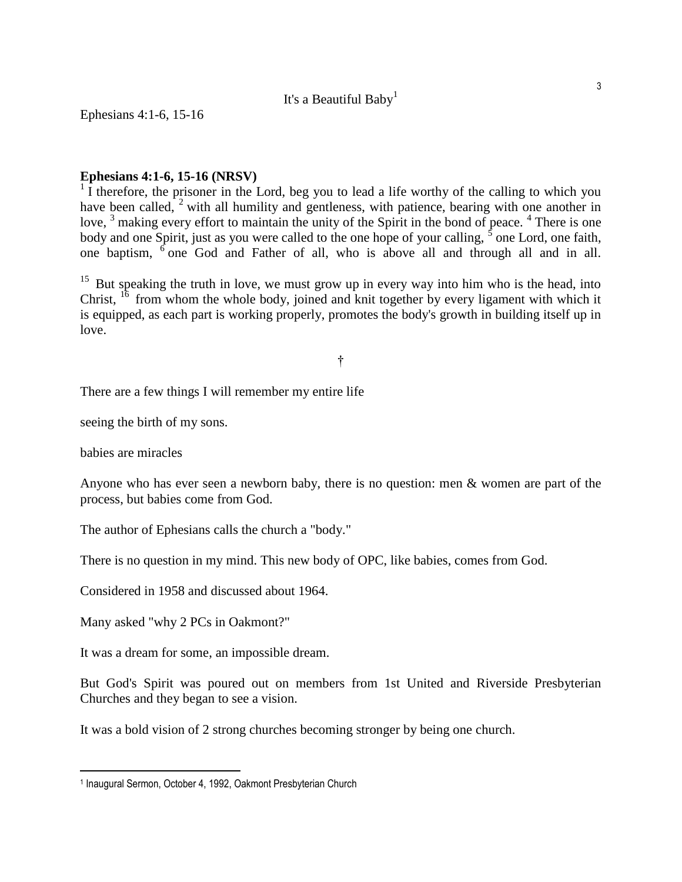# It's a Beautiful Baby[1]

Ephesians 4:1-6, 15-16

**Ephesians 4:1-6, 15-16 (NRSV)**

[1] I therefore, the prisoner in the Lord, beg you to lead a life worthy of the calling to which you have been called, [2] with all humility and gentleness, with patience, bearing with one another in love, [3] making every effort to maintain the unity of the Spirit in the bond of peace. [4] There is one body and one Spirit, just as you were called to the one hope of your calling, [5] one Lord, one faith, one baptism, [6] one God and Father of all, who is above all and through all and in all.

[15] But speaking the truth in love, we must grow up in every way into him who is the head, into Christ, [16] from whom the whole body, joined and knit together by every ligament with which it is equipped, as each part is working properly, promotes the body's growth in building itself up in love.

†

There are a few things I will remember my entire life

seeing the birth of my sons.

babies are miracles

Anyone who has ever seen a newborn baby, there is no question: men & women are part of the process, but babies come from God.

The author of Ephesians calls the church a "body."

There is no question in my mind. This new body of OPC, like babies, comes from God.

Considered in 1958 and discussed about 1964.

Many asked "why 2 PCs in Oakmont?"

It was a dream for some, an impossible dream.

But God's Spirit was poured out on members from 1st United and Riverside Presbyterian Churches and they began to see a vision.

It was a bold vision of 2 strong churches becoming stronger by being one church.

---

[1] Inaugural Sermon, October 4, 1992, Oakmont Presbyterian Church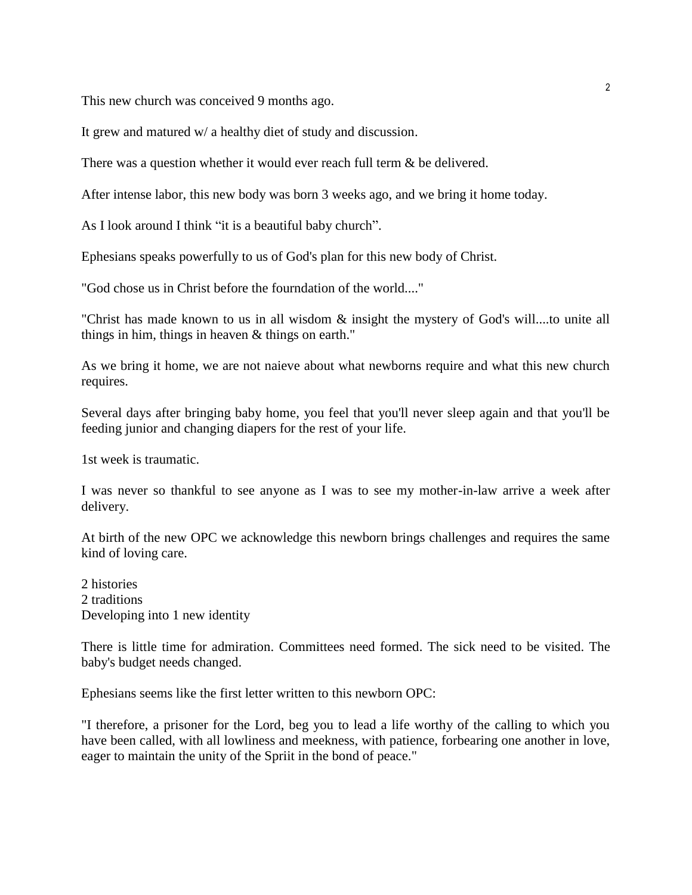This new church was conceived 9 months ago.

It grew and matured w/ a healthy diet of study and discussion.

There was a question whether it would ever reach full term & be delivered.

After intense labor, this new body was born 3 weeks ago, and we bring it home today.

As I look around I think "it is a beautiful baby church".

Ephesians speaks powerfully to us of God's plan for this new body of Christ.

"God chose us in Christ before the fourndation of the world...."

"Christ has made known to us in all wisdom & insight the mystery of God's will....to unite all things in him, things in heaven & things on earth."

As we bring it home, we are not naieve about what newborns require and what this new church requires.

Several days after bringing baby home, you feel that you'll never sleep again and that you'll be feeding junior and changing diapers for the rest of your life.

1st week is traumatic.

I was never so thankful to see anyone as I was to see my mother-in-law arrive a week after delivery.

At birth of the new OPC we acknowledge this newborn brings challenges and requires the same kind of loving care.

2 histories
2 traditions
Developing into 1 new identity

There is little time for admiration. Committees need formed. The sick need to be visited. The baby's budget needs changed.

Ephesians seems like the first letter written to this newborn OPC:

"I therefore, a prisoner for the Lord, beg you to lead a life worthy of the calling to which you have been called, with all lowliness and meekness, with patience, forbearing one another in love, eager to maintain the unity of the Spriit in the bond of peace."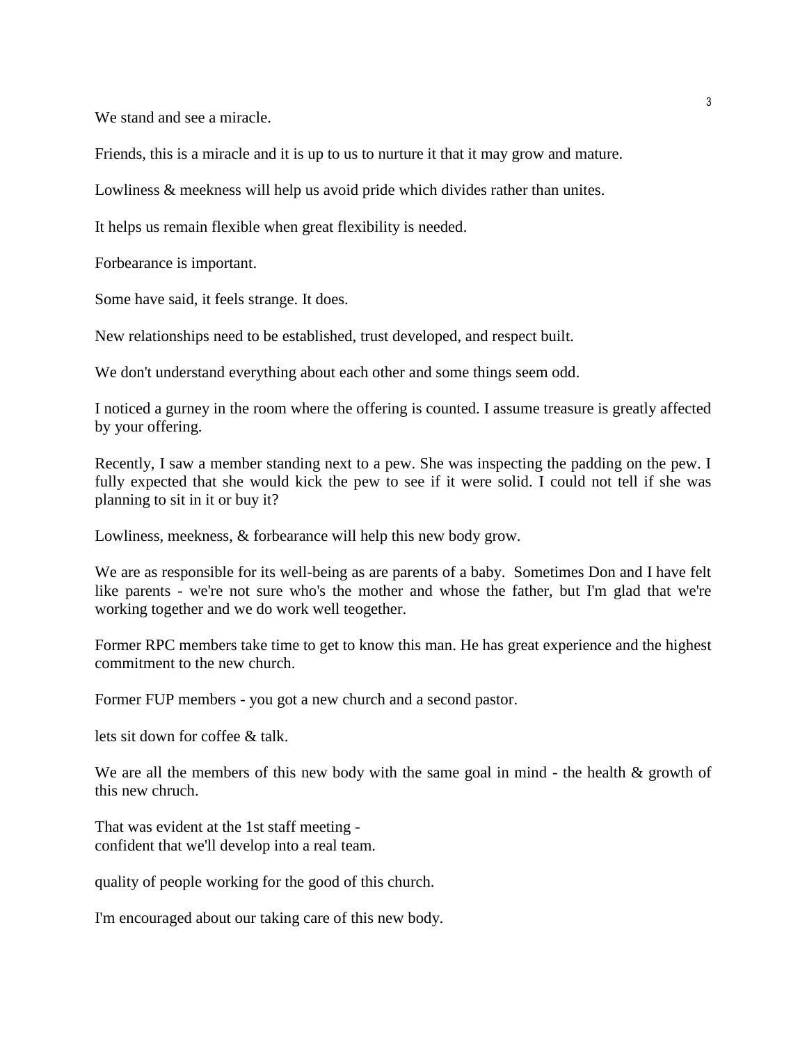We stand and see a miracle.

Friends, this is a miracle and it is up to us to nurture it that it may grow and mature.

Lowliness & meekness will help us avoid pride which divides rather than unites.

It helps us remain flexible when great flexibility is needed.

Forbearance is important.

Some have said, it feels strange. It does.

New relationships need to be established, trust developed, and respect built.

We don't understand everything about each other and some things seem odd.

I noticed a gurney in the room where the offering is counted. I assume treasure is greatly affected by your offering.

Recently, I saw a member standing next to a pew. She was inspecting the padding on the pew. I fully expected that she would kick the pew to see if it were solid. I could not tell if she was planning to sit in it or buy it?

Lowliness, meekness, & forbearance will help this new body grow.

We are as responsible for its well-being as are parents of a baby. Sometimes Don and I have felt like parents - we're not sure who's the mother and whose the father, but I'm glad that we're working together and we do work well teogether.

Former RPC members take time to get to know this man. He has great experience and the highest commitment to the new church.

Former FUP members - you got a new church and a second pastor.

lets sit down for coffee & talk.

We are all the members of this new body with the same goal in mind - the health & growth of this new chruch.

That was evident at the 1st staff meeting -
confident that we'll develop into a real team.

quality of people working for the good of this church.

I'm encouraged about our taking care of this new body.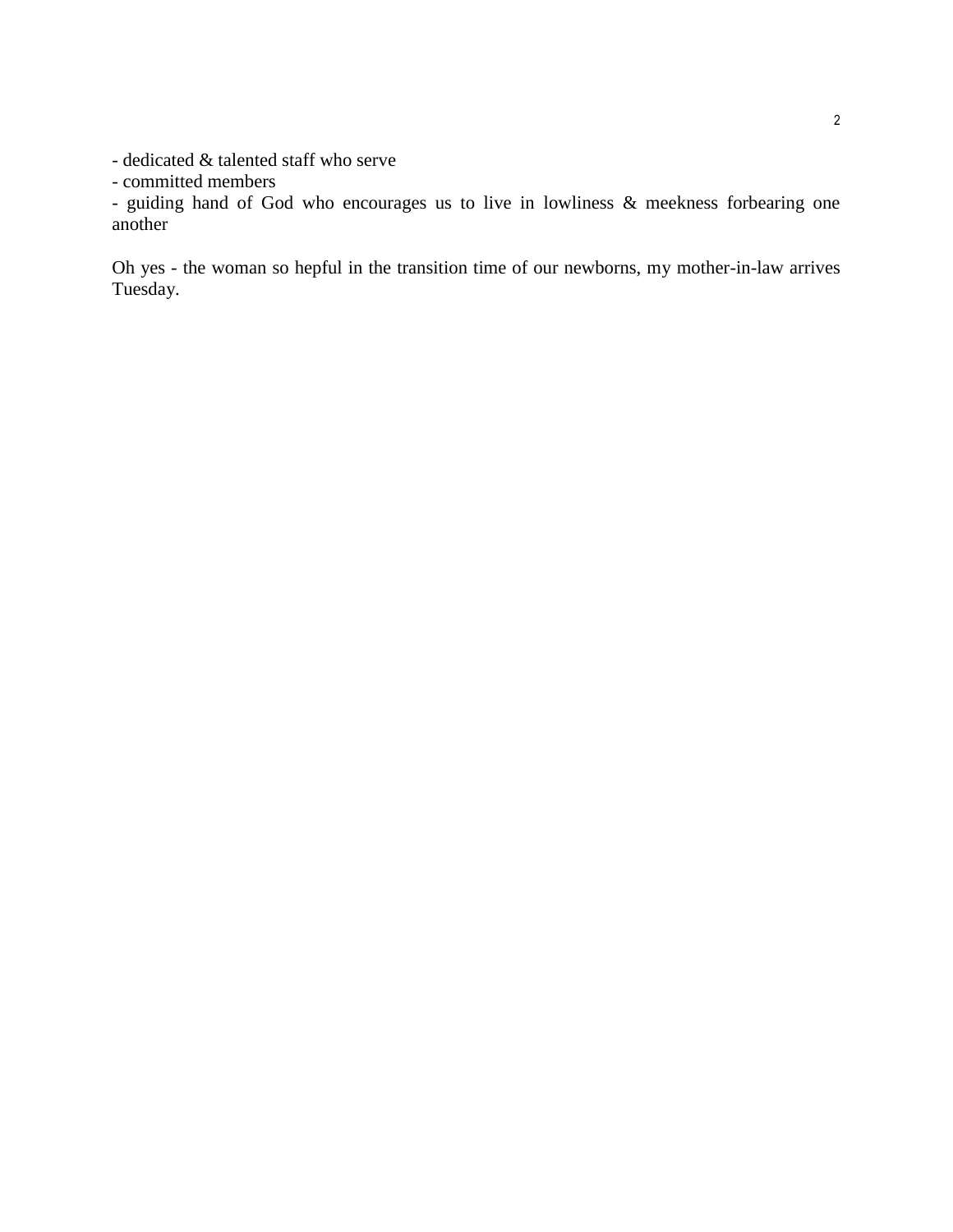- dedicated & talented staff who serve
- committed members
- guiding hand of God who encourages us to live in lowliness & meekness forbearing one another

Oh yes - the woman so hepful in the transition time of our newborns, my mother-in-law arrives Tuesday.